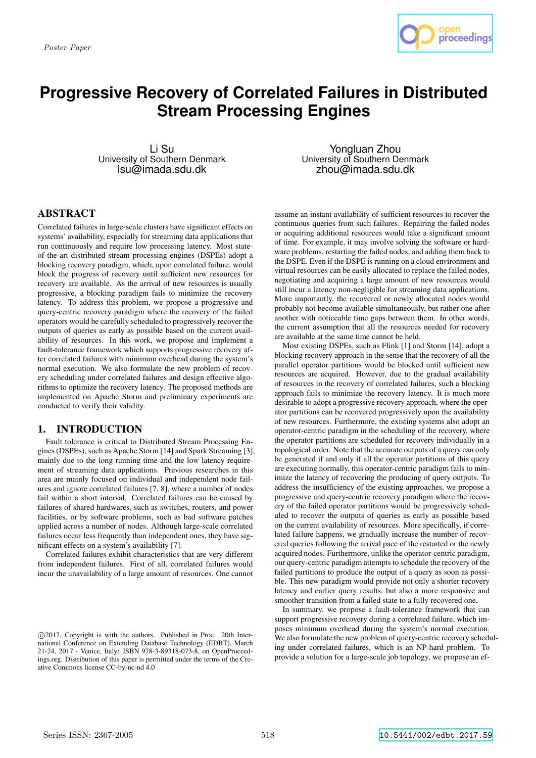Poster Paper

# Progressive Recovery of Correlated Failures in Distributed Stream Processing Engines

Li Su
University of Southern Denmark
lsu@imada.sdu.dk

Yongluan Zhou
University of Southern Denmark
zhou@imada.sdu.dk

## ABSTRACT

Correlated failures in large-scale clusters have significant effects on systems' availability, especially for streaming data applications that run continuously and require low processing latency. Most state-of-the-art distributed stream processing engines (DSPEs) adopt a blocking recovery paradigm, which, upon correlated failure, would block the progress of recovery until sufficient new resources for recovery are available. As the arrival of new resources is usually progressive, a blocking paradigm fails to minimize the recovery latency. To address this problem, we propose a progressive and query-centric recovery paradigm where the recovery of the failed operators would be carefully scheduled to progressively recover the outputs of queries as early as possible based on the current availability of resources. In this work, we propose and implement a fault-tolerance framework which supports progressive recovery after correlated failures with minimum overhead during the system's normal execution. We also formulate the new problem of recovery scheduling under correlated failures and design effective algorithms to optimize the recovery latency. The proposed methods are implemented on Apache Storm and preliminary experiments are conducted to verify their validity.

## 1. INTRODUCTION

Fault tolerance is critical to Distributed Stream Processing Engines (DSPEs), such as Apache Storm [14] and Spark Streaming [3], mainly due to the long running time and the low latency requirement of streaming data applications. Previous researches in this area are mainly focused on individual and independent node failures and ignore correlated failures [7, 8], where a number of nodes fail within a short interval. Correlated failures can be caused by failures of shared hardwares, such as switches, routers, and power facilities, or by software problems, such as bad software patches applied across a number of nodes. Although large-scale correlated failures occur less frequently than independent ones, they have significant effects on a system's availability [7].

Correlated failures exhibit characteristics that are very different from independent failures. First of all, correlated failures would incur the unavailability of a large amount of resources. One cannot assume an instant availability of sufficient resources to recover the continuous queries from such failures. Repairing the failed nodes or acquiring additional resources would take a significant amount of time. For example, it may involve solving the software or hardware problems, restarting the failed nodes, and adding them back to the DSPE. Even if the DSPE is running on a cloud environment and virtual resources can be easily allocated to replace the failed nodes, negotiating and acquiring a large amount of new resources would still incur a latency non-negligible for streaming data applications. More importantly, the recovered or newly allocated nodes would probably not become available simultaneously, but rather one after another with noticeable time gaps between them. In other words, the current assumption that all the resources needed for recovery are available at the same time cannot be held.

Most existing DSPEs, such as Flink [1] and Storm [14], adopt a blocking recovery approach in the sense that the recovery of all the parallel operator partitions would be blocked until sufficient new resources are acquired. However, due to the gradual availability of resources in the recovery of correlated failures, such a blocking approach fails to minimize the recovery latency. It is much more desirable to adopt a progressive recovery approach, where the operator partitions can be recovered progressively upon the availability of new resources. Furthermore, the existing systems also adopt an operator-centric paradigm in the scheduling of the recovery, where the operator partitions are scheduled for recovery individually in a topological order. Note that the accurate outputs of a query can only be generated if and only if all the operator partitions of this query are executing normally, this operator-centric paradigm fails to minimize the latency of recovering the producing of query outputs. To address the insufficiency of the existing approaches, we propose a progressive and query-centric recovery paradigm where the recovery of the failed operator partitions would be progressively scheduled to recover the outputs of queries as early as possible based on the current availability of resources. More specifically, if correlated failure happens, we gradually increase the number of recovered queries following the arrival pace of the restarted or the newly acquired nodes. Furthermore, unlike the operator-centric paradigm, our query-centric paradigm attempts to schedule the recovery of the failed partitions to produce the output of a query as soon as possible. This new paradigm would provide not only a shorter recovery latency and earlier query results, but also a more responsive and smoother transition from a failed state to a fully recovered one.

In summary, we propose a fault-tolerance framework that can support progressive recovery during a correlated failure, which imposes minimum overhead during the system's normal execution. We also formulate the new problem of query-centric recovery scheduling under correlated failures, which is an NP-hard problem. To provide a solution for a large-scale job topology, we propose an ef-

©2017, Copyright is with the authors. Published in Proc. 20th International Conference on Extending Database Technology (EDBT), March 21-24, 2017 - Venice, Italy: ISBN 978-3-89318-073-8, on OpenProceedings.org. Distribution of this paper is permitted under the terms of the Creative Commons license CC-by-nc-nd 4.0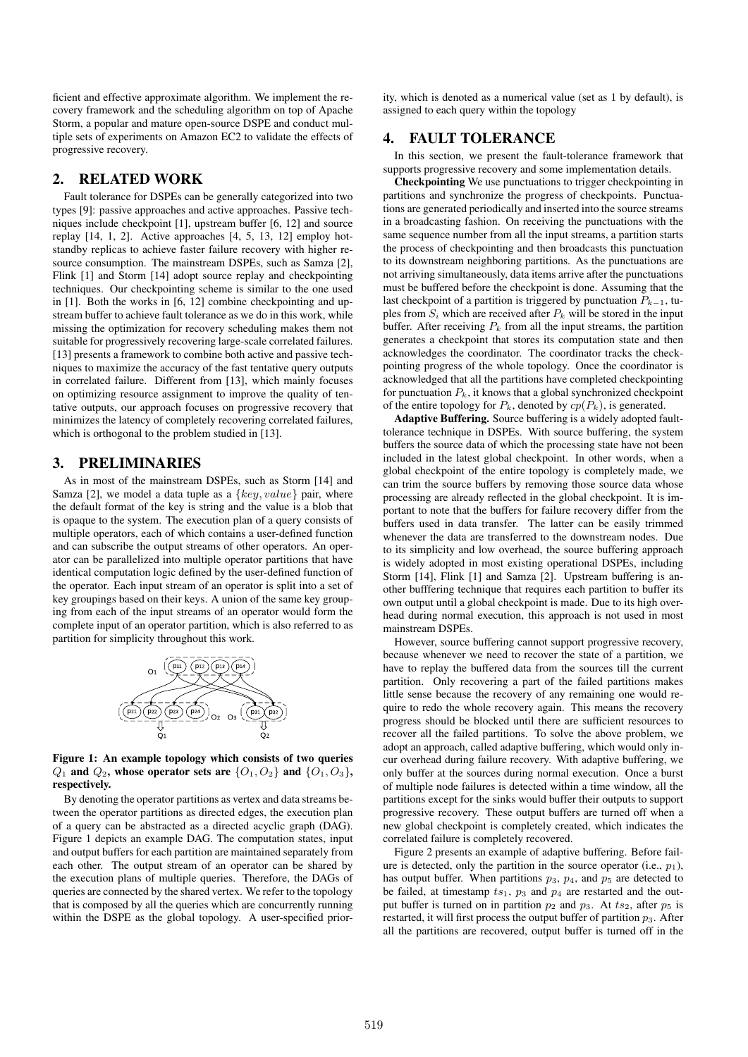ficient and effective approximate algorithm. We implement the recovery framework and the scheduling algorithm on top of Apache Storm, a popular and mature open-source DSPE and conduct multiple sets of experiments on Amazon EC2 to validate the effects of progressive recovery.

## 2. RELATED WORK

Fault tolerance for DSPEs can be generally categorized into two types [9]: passive approaches and active approaches. Passive techniques include checkpoint [1], upstream buffer [6, 12] and source replay [14, 1, 2]. Active approaches [4, 5, 13, 12] employ hot-standby replicas to achieve faster failure recovery with higher resource consumption. The mainstream DSPEs, such as Samza [2], Flink [1] and Storm [14] adopt source replay and checkpointing techniques. Our checkpointing scheme is similar to the one used in [1]. Both the works in [6, 12] combine checkpointing and upstream buffer to achieve fault tolerance as we do in this work, while missing the optimization for recovery scheduling makes them not suitable for progressively recovering large-scale correlated failures. [13] presents a framework to combine both active and passive techniques to maximize the accuracy of the fast tentative query outputs in correlated failure. Different from [13], which mainly focuses on optimizing resource assignment to improve the quality of tentative outputs, our approach focuses on progressive recovery that minimizes the latency of completely recovering correlated failures, which is orthogonal to the problem studied in [13].

## 3. PRELIMINARIES

As in most of the mainstream DSPEs, such as Storm [14] and Samza [2], we model a data tuple as a $\{key, value\}$ pair, where the default format of the key is string and the value is a blob that is opaque to the system. The execution plan of a query consists of multiple operators, each of which contains a user-defined function and can subscribe the output streams of other operators. An operator can be parallelized into multiple operator partitions that have identical computation logic defined by the user-defined function of the operator. Each input stream of an operator is split into a set of key groupings based on their keys. A union of the same key grouping from each of the input streams of an operator would form the complete input of an operator partition, which is also referred to as partition for simplicity throughout this work.

**Figure 1: An example topology which consists of two queries $Q_1$ and $Q_2$, whose operator sets are $\{O_1, O_2\}$ and $\{O_1, O_3\}$, respectively.**

By denoting the operator partitions as vertex and data streams between the operator partitions as directed edges, the execution plan of a query can be abstracted as a directed acyclic graph (DAG). Figure 1 depicts an example DAG. The computation states, input and output buffers for each partition are maintained separately from each other. The output stream of an operator can be shared by the execution plans of multiple queries. Therefore, the DAGs of queries are connected by the shared vertex. We refer to the topology that is composed by all the queries which are concurrently running within the DSPE as the global topology. A user-specified priority, which is denoted as a numerical value (set as 1 by default), is assigned to each query within the topology

## 4. FAULT TOLERANCE

In this section, we present the fault-tolerance framework that supports progressive recovery and some implementation details.

**Checkpointing** We use punctuations to trigger checkpointing in partitions and synchronize the progress of checkpoints. Punctuations are generated periodically and inserted into the source streams in a broadcasting fashion. On receiving the punctuations with the same sequence number from all the input streams, a partition starts the process of checkpointing and then broadcasts this punctuation to its downstream neighboring partitions. As the punctuations are not arriving simultaneously, data items arrive after the punctuations must be buffered before the checkpoint is done. Assuming that the last checkpoint of a partition is triggered by punctuation $P_{k-1}$, tuples from $S_i$ which are received after $P_k$ will be stored in the input buffer. After receiving $P_k$ from all the input streams, the partition generates a checkpoint that stores its computation state and then acknowledges the coordinator. The coordinator tracks the checkpointing progress of the whole topology. Once the coordinator is acknowledged that all the partitions have completed checkpointing for punctuation $P_k$, it knows that a global synchronized checkpoint of the entire topology for $P_k$, denoted by $cp(P_k)$, is generated.

**Adaptive Buffering.** Source buffering is a widely adopted fault-tolerance technique in DSPEs. With source buffering, the system buffers the source data of which the processing state have not been included in the latest global checkpoint. In other words, when a global checkpoint of the entire topology is completely made, we can trim the source buffers by removing those source data whose processing are already reflected in the global checkpoint. It is important to note that the buffers for failure recovery differ from the buffers used in data transfer. The latter can be easily trimmed whenever the data are transferred to the downstream nodes. Due to its simplicity and low overhead, the source buffering approach is widely adopted in most existing operational DSPEs, including Storm [14], Flink [1] and Samza [2]. Upstream buffering is another bufffering technique that requires each partition to buffer its own output until a global checkpoint is made. Due to its high overhead during normal execution, this approach is not used in most mainstream DSPEs.

However, source buffering cannot support progressive recovery, because whenever we need to recover the state of a partition, we have to replay the buffered data from the sources till the current partition. Only recovering a part of the failed partitions makes little sense because the recovery of any remaining one would require to redo the whole recovery again. This means the recovery progress should be blocked until there are sufficient resources to recover all the failed partitions. To solve the above problem, we adopt an approach, called adaptive buffering, which would only incur overhead during failure recovery. With adaptive buffering, we only buffer at the sources during normal execution. Once a burst of multiple node failures is detected within a time window, all the partitions except for the sinks would buffer their outputs to support progressive recovery. These output buffers are turned off when a new global checkpoint is completely created, which indicates the correlated failure is completely recovered.

Figure 2 presents an example of adaptive buffering. Before failure is detected, only the partition in the source operator (i.e., $p_1$), has output buffer. When partitions $p_3$, $p_4$, and $p_5$ are detected to be failed, at timestamp $ts_1$, $p_3$ and $p_4$ are restarted and the output buffer is turned on in partition $p_2$ and $p_3$. At $ts_2$, after $p_5$ is restarted, it will first process the output buffer of partition $p_3$. After all the partitions are recovered, output buffer is turned off in the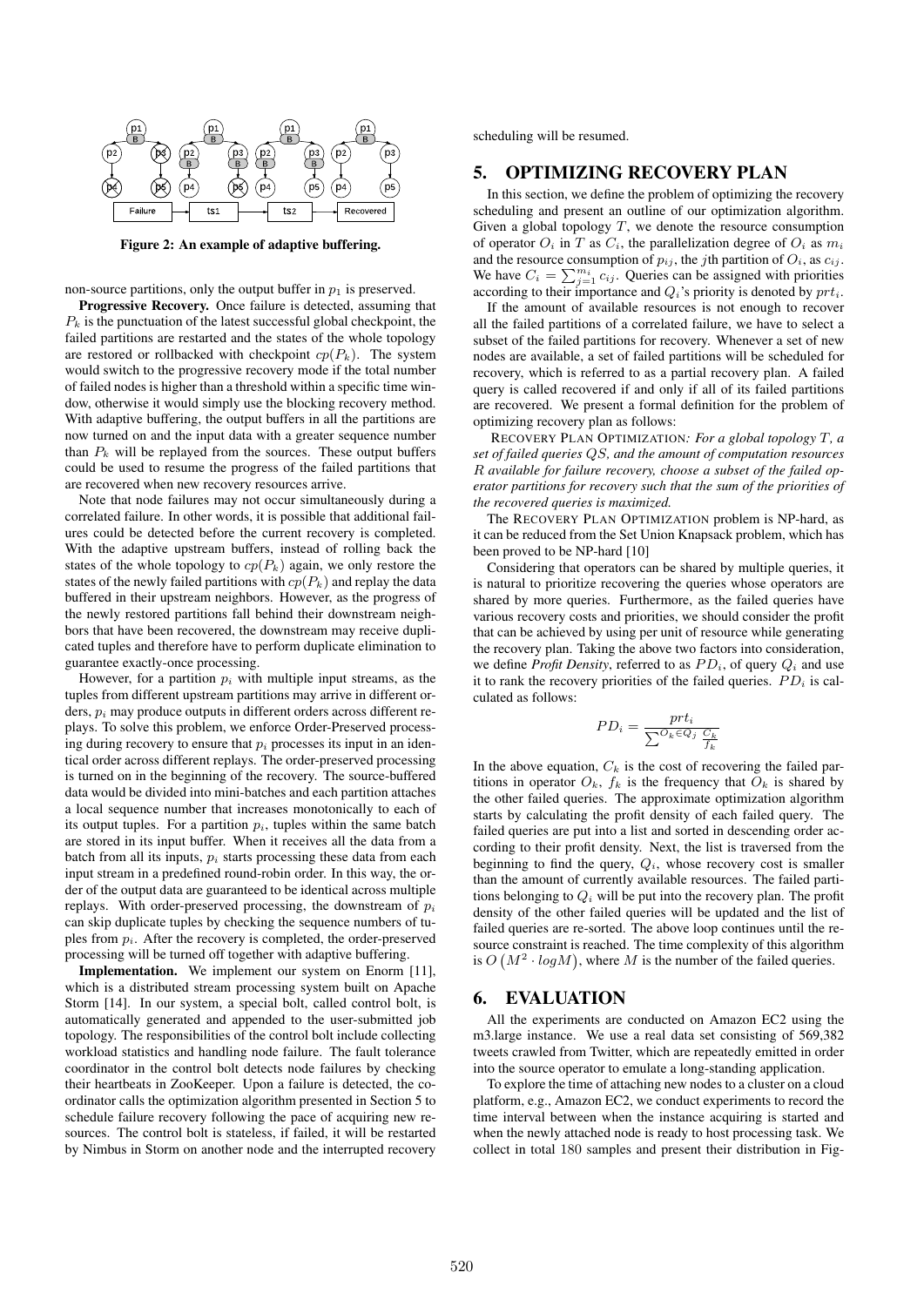Figure 2: An example of adaptive buffering.

non-source partitions, only the output buffer in $p_1$ is preserved.

**Progressive Recovery.** Once failure is detected, assuming that $P_k$ is the punctuation of the latest successful global checkpoint, the failed partitions are restarted and the states of the whole topology are restored or rollbacked with checkpoint $cp(P_k)$. The system would switch to the progressive recovery mode if the total number of failed nodes is higher than a threshold within a specific time window, otherwise it would simply use the blocking recovery method. With adaptive buffering, the output buffers in all the partitions are now turned on and the input data with a greater sequence number than $P_k$ will be replayed from the sources. These output buffers could be used to resume the progress of the failed partitions that are recovered when new recovery resources arrive.

Note that node failures may not occur simultaneously during a correlated failure. In other words, it is possible that additional failures could be detected before the current recovery is completed. With the adaptive upstream buffers, instead of rolling back the states of the whole topology to $cp(P_k)$ again, we only restore the states of the newly failed partitions with $cp(P_k)$ and replay the data buffered in their upstream neighbors. However, as the progress of the newly restored partitions fall behind their downstream neighbors that have been recovered, the downstream may receive duplicated tuples and therefore have to perform duplicate elimination to guarantee exactly-once processing.

However, for a partition $p_i$ with multiple input streams, as the tuples from different upstream partitions may arrive in different orders, $p_i$ may produce outputs in different orders across different replays. To solve this problem, we enforce Order-Preserved processing during recovery to ensure that $p_i$ processes its input in an identical order across different replays. The order-preserved processing is turned on in the beginning of the recovery. The source-buffered data would be divided into mini-batches and each partition attaches a local sequence number that increases monotonically to each of its output tuples. For a partition $p_i$, tuples within the same batch are stored in its input buffer. When it receives all the data from a batch from all its inputs, $p_i$ starts processing these data from each input stream in a predefined round-robin order. In this way, the order of the output data are guaranteed to be identical across multiple replays. With order-preserved processing, the downstream of $p_i$ can skip duplicate tuples by checking the sequence numbers of tuples from $p_i$. After the recovery is completed, the order-preserved processing will be turned off together with adaptive buffering.

**Implementation.** We implement our system on Enorm [11], which is a distributed stream processing system built on Apache Storm [14]. In our system, a special bolt, called control bolt, is automatically generated and appended to the user-submitted job topology. The responsibilities of the control bolt include collecting workload statistics and handling node failure. The fault tolerance coordinator in the control bolt detects node failures by checking their heartbeats in ZooKeeper. Upon a failure is detected, the coordinator calls the optimization algorithm presented in Section 5 to schedule failure recovery following the pace of acquiring new resources. The control bolt is stateless, if failed, it will be restarted by Nimbus in Storm on another node and the interrupted recovery scheduling will be resumed.

## 5. OPTIMIZING RECOVERY PLAN

In this section, we define the problem of optimizing the recovery scheduling and present an outline of our optimization algorithm. Given a global topology $T$, we denote the resource consumption of operator $O_i$ in $T$ as $C_i$, the parallelization degree of $O_i$ as $m_i$ and the resource consumption of $p_{ij}$, the $j$th partition of $O_i$, as $c_{ij}$. We have $C_i = \sum_{j=1}^{m_i} c_{ij}$. Queries can be assigned with priorities according to their importance and $Q_i$'s priority is denoted by $prt_i$.

If the amount of available resources is not enough to recover all the failed partitions of a correlated failure, we have to select a subset of the failed partitions for recovery. Whenever a set of new nodes are available, a set of failed partitions will be scheduled for recovery, which is referred to as a partial recovery plan. A failed query is called recovered if and only if all of its failed partitions are recovered. We present a formal definition for the problem of optimizing recovery plan as follows:

RECOVERY PLAN OPTIMIZATION*: For a global topology $T$, a set of failed queries $QS$, and the amount of computation resources $R$ available for failure recovery, choose a subset of the failed operator partitions for recovery such that the sum of the priorities of the recovered queries is maximized.*

The RECOVERY PLAN OPTIMIZATION problem is NP-hard, as it can be reduced from the Set Union Knapsack problem, which has been proved to be NP-hard [10]

Considering that operators can be shared by multiple queries, it is natural to prioritize recovering the queries whose operators are shared by more queries. Furthermore, as the failed queries have various recovery costs and priorities, we should consider the profit that can be achieved by using per unit of resource while generating the recovery plan. Taking the above two factors into consideration, we define *Profit Density*, referred to as $PD_i$, of query $Q_i$ and use it to rank the recovery priorities of the failed queries. $PD_i$ is calculated as follows:

$$PD_i = \frac{prt_i}{\sum^{O_k \in Q_j} \frac{C_k}{f_k}}$$

In the above equation, $C_k$ is the cost of recovering the failed partitions in operator $O_k$, $f_k$ is the frequency that $O_k$ is shared by the other failed queries. The approximate optimization algorithm starts by calculating the profit density of each failed query. The failed queries are put into a list and sorted in descending order according to their profit density. Next, the list is traversed from the beginning to find the query, $Q_i$, whose recovery cost is smaller than the amount of currently available resources. The failed partitions belonging to $Q_i$ will be put into the recovery plan. The profit density of the other failed queries will be updated and the list of failed queries are re-sorted. The above loop continues until the resource constraint is reached. The time complexity of this algorithm is $O\left(M^2 \cdot logM\right)$, where $M$ is the number of the failed queries.

## 6. EVALUATION

All the experiments are conducted on Amazon EC2 using the m3.large instance. We use a real data set consisting of 569,382 tweets crawled from Twitter, which are repeatedly emitted in order into the source operator to emulate a long-standing application.

To explore the time of attaching new nodes to a cluster on a cloud platform, e.g., Amazon EC2, we conduct experiments to record the time interval between when the instance acquiring is started and when the newly attached node is ready to host processing task. We collect in total 180 samples and present their distribution in Fig-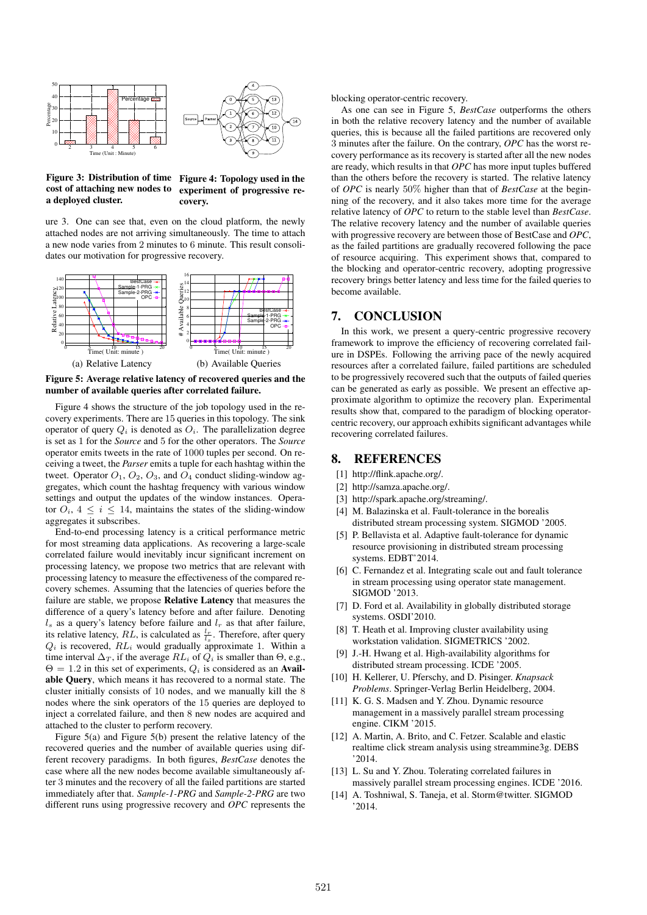50
40
30
20
10
0
Percentage
2 3 4 5 6
Time (Unit : Minute)
Percentage

**Figure 3: Distribution of time cost of attaching new nodes to a deployed cluster.**

Source Parser 0 1 2 3 4 5 6 7 8 9 10 11 12 13 14

**Figure 4: Topology used in the experiment of progressive recovery.**

ure 3. One can see that, even on the cloud platform, the newly attached nodes are not arriving simultaneously. The time to attach a new node varies from 2 minutes to 6 minute. This result consolidates our motivation for progressive recovery.

Relative Latency
140 120 100 80 60 40 20 0
0 5 10 15 20
Time( Unit: minute )
BestCase
Sample-1-PRG
Sample-2-PRG
OPC

(a) Relative Latency

# Available Queries
16 14 12 10 8 6 4 2 0
0 5 10 15 20
Time( Unit: minute )
BestCase
Sample-1-PRG
Sample-2-PRG
OPC

(b) Available Queries

**Figure 5: Average relative latency of recovered queries and the number of available queries after correlated failure.**

Figure 4 shows the structure of the job topology used in the recovery experiments. There are 15 queries in this topology. The sink operator of query $Q_i$ is denoted as $O_i$. The parallelization degree is set as 1 for the *Source* and 5 for the other operators. The *Source* operator emits tweets in the rate of 1000 tuples per second. On receiving a tweet, the *Parser* emits a tuple for each hashtag within the tweet. Operator $O_1$, $O_2$, $O_3$, and $O_4$ conduct sliding-window aggregates, which count the hashtag frequency with various window settings and output the updates of the window instances. Operator $O_i$, $4 \leq i \leq 14$, maintains the states of the sliding-window aggregates it subscribes.

End-to-end processing latency is a critical performance metric for most streaming data applications. As recovering a large-scale correlated failure would inevitably incur significant increment on processing latency, we propose two metrics that are relevant with processing latency to measure the effectiveness of the compared recovery schemes. Assuming that the latencies of queries before the failure are stable, we propose **Relative Latency** that measures the difference of a query's latency before and after failure. Denoting $l_s$ as a query's latency before failure and $l_r$ as that after failure, its relative latency, $RL$, is calculated as $\frac{l_r}{l_s}$. Therefore, after query $Q_i$ is recovered, $RL_i$ would gradually approximate 1. Within a time interval $\Delta_T$, if the average $RL_i$ of $Q_i$ is smaller than $\Theta$, e.g., $\Theta = 1.2$ in this set of experiments, $Q_i$ is considered as an **Available Query**, which means it has recovered to a normal state. The cluster initially consists of 10 nodes, and we manually kill the 8 nodes where the sink operators of the 15 queries are deployed to inject a correlated failure, and then 8 new nodes are acquired and attached to the cluster to perform recovery.

Figure 5(a) and Figure 5(b) present the relative latency of the recovered queries and the number of available queries using different recovery paradigms. In both figures, *BestCase* denotes the case where all the new nodes become available simultaneously after 3 minutes and the recovery of all the failed partitions are started immediately after that. *Sample-1-PRG* and *Sample-2-PRG* are two different runs using progressive recovery and *OPC* represents the blocking operator-centric recovery.

As one can see in Figure 5, *BestCase* outperforms the others in both the relative recovery latency and the number of available queries, this is because all the failed partitions are recovered only 3 minutes after the failure. On the contrary, *OPC* has the worst recovery performance as its recovery is started after all the new nodes are ready, which results in that *OPC* has more input tuples buffered than the others before the recovery is started. The relative latency of *OPC* is nearly 50% higher than that of *BestCase* at the beginning of the recovery, and it also takes more time for the average relative latency of *OPC* to return to the stable level than *BestCase*. The relative recovery latency and the number of available queries with progressive recovery are between those of BestCase and *OPC*, as the failed partitions are gradually recovered following the pace of resource acquiring. This experiment shows that, compared to the blocking and operator-centric recovery, adopting progressive recovery brings better latency and less time for the failed queries to become available.

## 7. CONCLUSION

In this work, we present a query-centric progressive recovery framework to improve the efficiency of recovering correlated failure in DSPEs. Following the arriving pace of the newly acquired resources after a correlated failure, failed partitions are scheduled to be progressively recovered such that the outputs of failed queries can be generated as early as possible. We present an effective approximate algorithm to optimize the recovery plan. Experimental results show that, compared to the paradigm of blocking operator-centric recovery, our approach exhibits significant advantages while recovering correlated failures.

## 8. REFERENCES

[1] http://flink.apache.org/.

[2] http://samza.apache.org/.

[3] http://spark.apache.org/streaming/.

[4] M. Balazinska et al. Fault-tolerance in the borealis distributed stream processing system. SIGMOD '2005.

[5] P. Bellavista et al. Adaptive fault-tolerance for dynamic resource provisioning in distributed stream processing systems. EDBT'2014.

[6] C. Fernandez et al. Integrating scale out and fault tolerance in stream processing using operator state management. SIGMOD '2013.

[7] D. Ford et al. Availability in globally distributed storage systems. OSDI'2010.

[8] T. Heath et al. Improving cluster availability using workstation validation. SIGMETRICS '2002.

[9] J.-H. Hwang et al. High-availability algorithms for distributed stream processing. ICDE '2005.

[10] H. Kellerer, U. Pferschy, and D. Pisinger. *Knapsack Problems*. Springer-Verlag Berlin Heidelberg, 2004.

[11] K. G. S. Madsen and Y. Zhou. Dynamic resource management in a massively parallel stream processing engine. CIKM '2015.

[12] A. Martin, A. Brito, and C. Fetzer. Scalable and elastic realtime click stream analysis using streammine3g. DEBS '2014.

[13] L. Su and Y. Zhou. Tolerating correlated failures in massively parallel stream processing engines. ICDE '2016.

[14] A. Toshniwal, S. Taneja, et al. Storm@twitter. SIGMOD '2014.